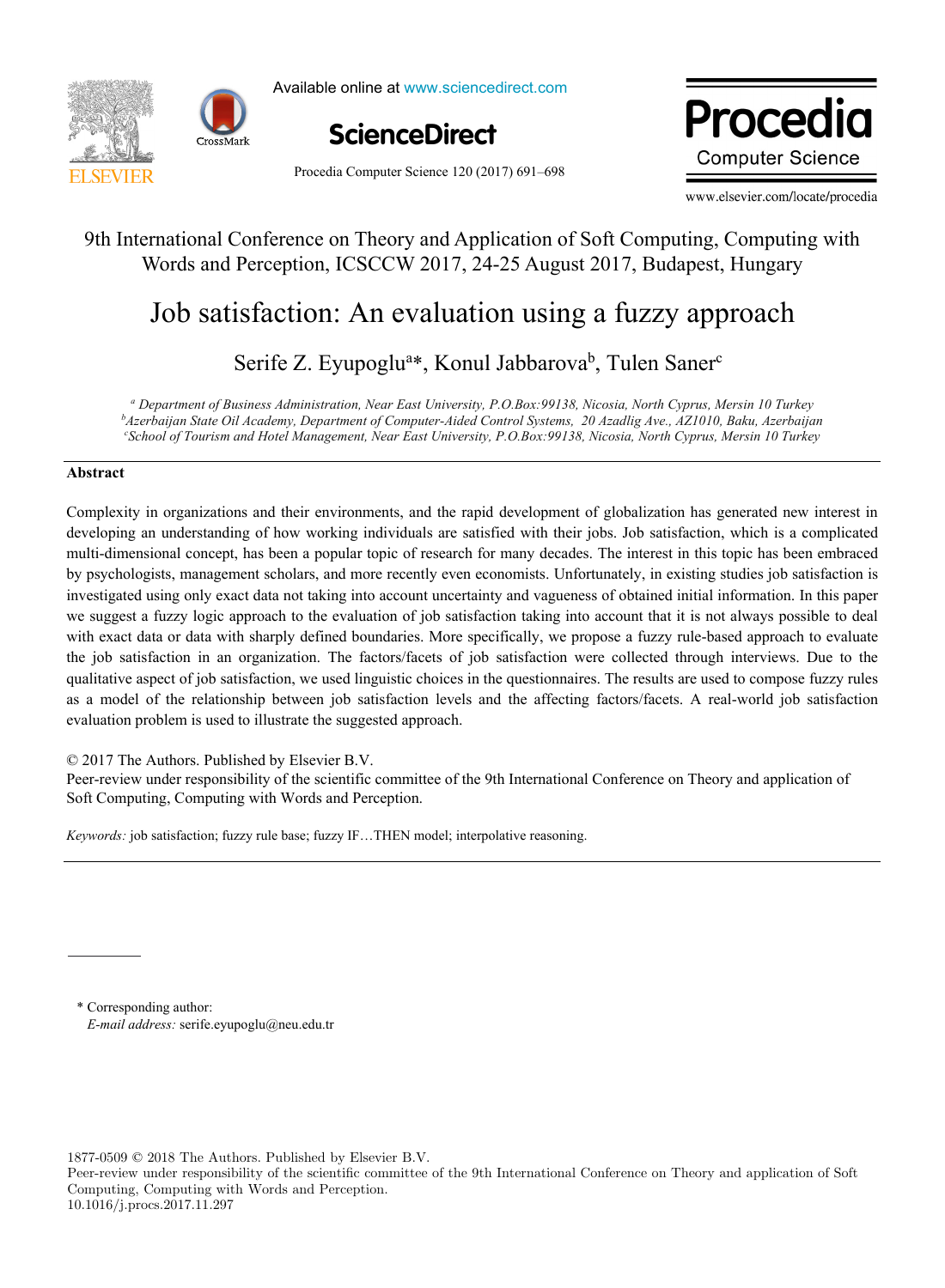9th International Conference on Theory and Application of Soft Computing, Computing with Words and Perception, ICSCCW 2017, 24-25 August 2017, Budapest, Hungary

# Job satisfaction: An evaluation using a fuzzy approach

Serife Z. Eyupoglu[a]*, Konul Jabbarova[b], Tulen Saner[c]

[a] *Department of Business Administration, Near East University, P.O.Box:99138, Nicosia, North Cyprus, Mersin 10 Turkey*
[b] *Azerbaijan State Oil Academy, Department of Computer-Aided Control Systems, 20 Azadlig Ave., AZ1010, Baku, Azerbaijan*
[c] *School of Tourism and Hotel Management, Near East University, P.O.Box:99138, Nicosia, North Cyprus, Mersin 10 Turkey*

## Abstract

Complexity in organizations and their environments, and the rapid development of globalization has generated new interest in developing an understanding of how working individuals are satisfied with their jobs. Job satisfaction, which is a complicated multi-dimensional concept, has been a popular topic of research for many decades. The interest in this topic has been embraced by psychologists, management scholars, and more recently even economists. Unfortunately, in existing studies job satisfaction is investigated using only exact data not taking into account uncertainty and vagueness of obtained initial information. In this paper we suggest a fuzzy logic approach to the evaluation of job satisfaction taking into account that it is not always possible to deal with exact data or data with sharply defined boundaries. More specifically, we propose a fuzzy rule-based approach to evaluate the job satisfaction in an organization. The factors/facets of job satisfaction were collected through interviews. Due to the qualitative aspect of job satisfaction, we used linguistic choices in the questionnaires. The results are used to compose fuzzy rules as a model of the relationship between job satisfaction levels and the affecting factors/facets. A real-world job satisfaction evaluation problem is used to illustrate the suggested approach.

© 2017 The Authors. Published by Elsevier B.V.
Peer-review under responsibility of the scientific committee of the 9th International Conference on Theory and application of Soft Computing, Computing with Words and Perception.

*Keywords:* job satisfaction; fuzzy rule base; fuzzy IF…THEN model; interpolative reasoning.

---

\* Corresponding author:
*E-mail address:* serife.eyupoglu@neu.edu.tr

1877-0509 © 2018 The Authors. Published by Elsevier B.V.
Peer-review under responsibility of the scientific committee of the 9th International Conference on Theory and application of Soft Computing, Computing with Words and Perception.
10.1016/j.procs.2017.11.297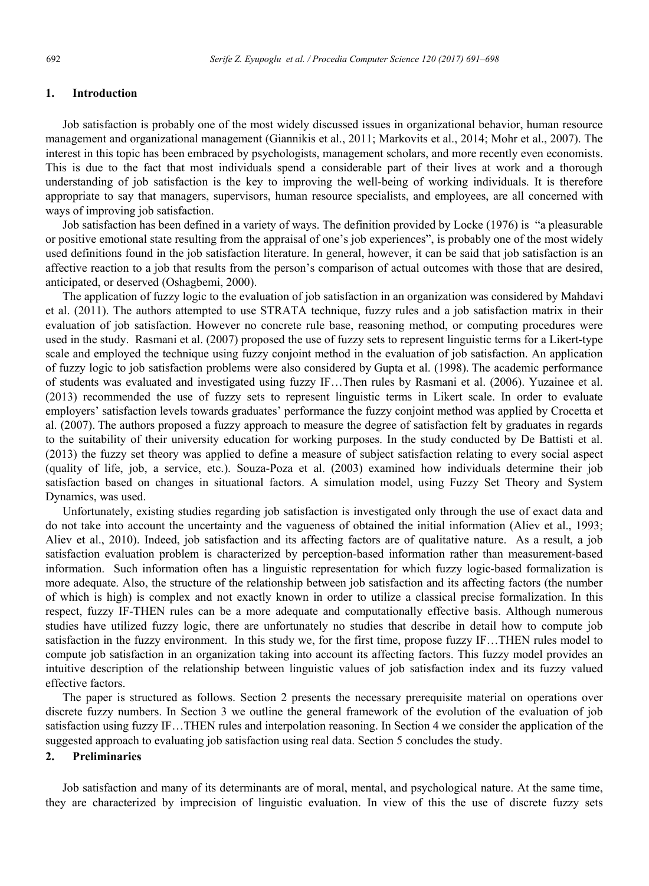## 1. Introduction

Job satisfaction is probably one of the most widely discussed issues in organizational behavior, human resource management and organizational management (Giannikis et al., 2011; Markovits et al., 2014; Mohr et al., 2007). The interest in this topic has been embraced by psychologists, management scholars, and more recently even economists. This is due to the fact that most individuals spend a considerable part of their lives at work and a thorough understanding of job satisfaction is the key to improving the well-being of working individuals. It is therefore appropriate to say that managers, supervisors, human resource specialists, and employees, are all concerned with ways of improving job satisfaction.

Job satisfaction has been defined in a variety of ways. The definition provided by Locke (1976) is "a pleasurable or positive emotional state resulting from the appraisal of one's job experiences", is probably one of the most widely used definitions found in the job satisfaction literature. In general, however, it can be said that job satisfaction is an affective reaction to a job that results from the person's comparison of actual outcomes with those that are desired, anticipated, or deserved (Oshagbemi, 2000).

The application of fuzzy logic to the evaluation of job satisfaction in an organization was considered by Mahdavi et al. (2011). The authors attempted to use STRATA technique, fuzzy rules and a job satisfaction matrix in their evaluation of job satisfaction. However no concrete rule base, reasoning method, or computing procedures were used in the study. Rasmani et al. (2007) proposed the use of fuzzy sets to represent linguistic terms for a Likert-type scale and employed the technique using fuzzy conjoint method in the evaluation of job satisfaction. An application of fuzzy logic to job satisfaction problems were also considered by Gupta et al. (1998). The academic performance of students was evaluated and investigated using fuzzy IF…Then rules by Rasmani et al. (2006). Yuzainee et al. (2013) recommended the use of fuzzy sets to represent linguistic terms in Likert scale. In order to evaluate employers' satisfaction levels towards graduates' performance the fuzzy conjoint method was applied by Crocetta et al. (2007). The authors proposed a fuzzy approach to measure the degree of satisfaction felt by graduates in regards to the suitability of their university education for working purposes. In the study conducted by De Battisti et al. (2013) the fuzzy set theory was applied to define a measure of subject satisfaction relating to every social aspect (quality of life, job, a service, etc.). Souza-Poza et al. (2003) examined how individuals determine their job satisfaction based on changes in situational factors. A simulation model, using Fuzzy Set Theory and System Dynamics, was used.

Unfortunately, existing studies regarding job satisfaction is investigated only through the use of exact data and do not take into account the uncertainty and the vagueness of obtained the initial information (Aliev et al., 1993; Aliev et al., 2010). Indeed, job satisfaction and its affecting factors are of qualitative nature. As a result, a job satisfaction evaluation problem is characterized by perception-based information rather than measurement-based information. Such information often has a linguistic representation for which fuzzy logic-based formalization is more adequate. Also, the structure of the relationship between job satisfaction and its affecting factors (the number of which is high) is complex and not exactly known in order to utilize a classical precise formalization. In this respect, fuzzy IF-THEN rules can be a more adequate and computationally effective basis. Although numerous studies have utilized fuzzy logic, there are unfortunately no studies that describe in detail how to compute job satisfaction in the fuzzy environment. In this study we, for the first time, propose fuzzy IF…THEN rules model to compute job satisfaction in an organization taking into account its affecting factors. This fuzzy model provides an intuitive description of the relationship between linguistic values of job satisfaction index and its fuzzy valued effective factors.

The paper is structured as follows. Section 2 presents the necessary prerequisite material on operations over discrete fuzzy numbers. In Section 3 we outline the general framework of the evolution of the evaluation of job satisfaction using fuzzy IF…THEN rules and interpolation reasoning. In Section 4 we consider the application of the suggested approach to evaluating job satisfaction using real data. Section 5 concludes the study.

## 2. Preliminaries

Job satisfaction and many of its determinants are of moral, mental, and psychological nature. At the same time, they are characterized by imprecision of linguistic evaluation. In view of this the use of discrete fuzzy sets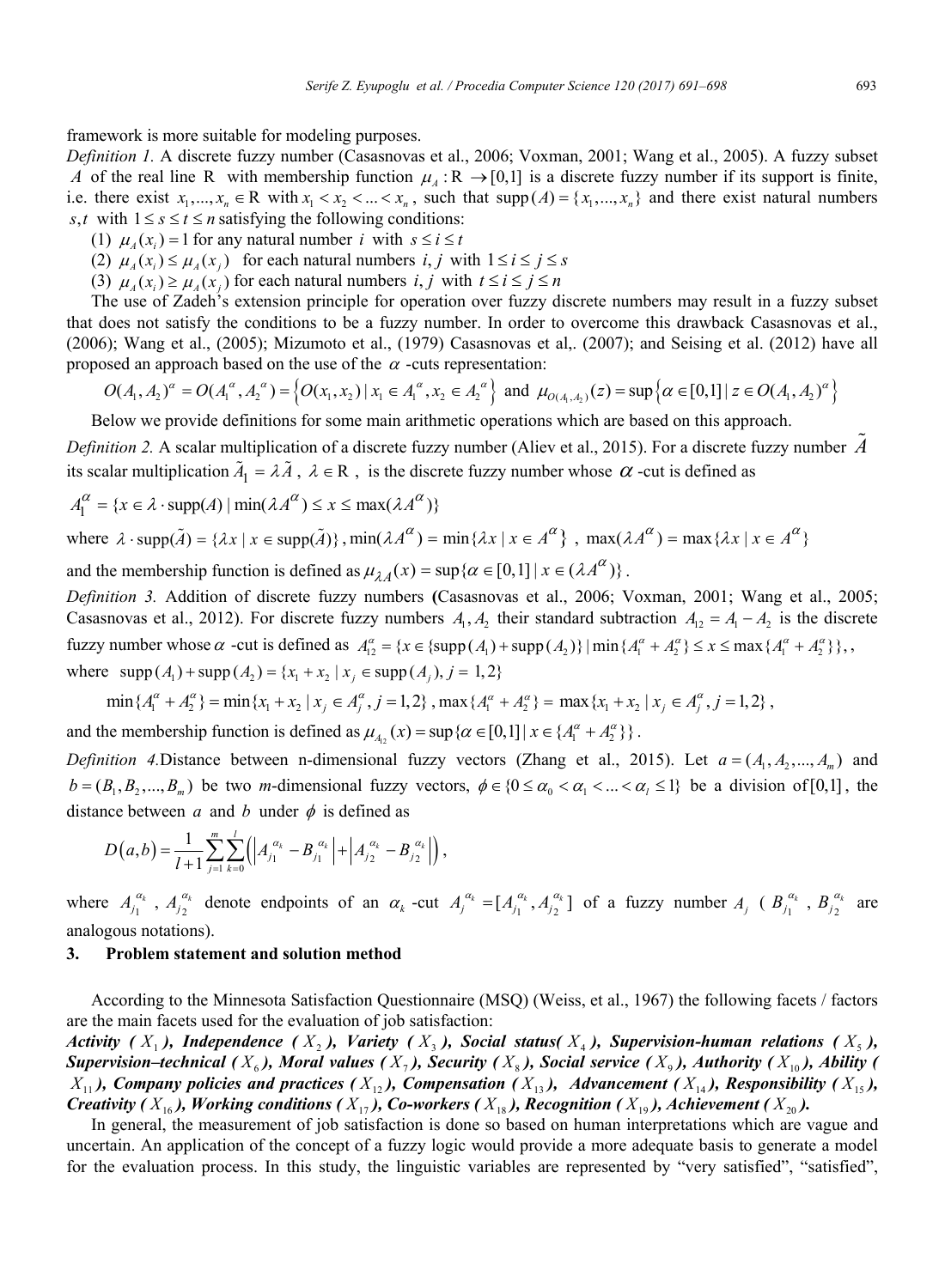framework is more suitable for modeling purposes.

*Definition 1.* A discrete fuzzy number (Casasnovas et al., 2006; Voxman, 2001; Wang et al., 2005). A fuzzy subset $A$ of the real line R with membership function $\mu_A : \mathrm{R} \to [0,1]$ is a discrete fuzzy number if its support is finite, i.e. there exist $x_1,...,x_n \in \mathrm{R}$ with $x_1 < x_2 < ... < x_n$, such that $\mathrm{supp}(A) = \{x_1,...,x_n\}$ and there exist natural numbers $s,t$ with $1 \le s \le t \le n$ satisfying the following conditions:

(1) $\mu_A(x_i) = 1$ for any natural number $i$ with $s \le i \le t$

(2) $\mu_A(x_i) \le \mu_A(x_j)$ for each natural numbers $i, j$ with $1 \le i \le j \le s$

(3) $\mu_A(x_i) \ge \mu_A(x_j)$ for each natural numbers $i, j$ with $t \le i \le j \le n$

The use of Zadeh's extension principle for operation over fuzzy discrete numbers may result in a fuzzy subset that does not satisfy the conditions to be a fuzzy number. In order to overcome this drawback Casasnovas et al., (2006); Wang et al., (2005); Mizumoto et al., (1979) Casasnovas et al,. (2007); and Seising et al. (2012) have all proposed an approach based on the use of the $\alpha$ -cuts representation:

$$O(A_1,A_2)^\alpha = O(A_1^\alpha, A_2^\alpha) = \left\{O(x_1,x_2) \mid x_1 \in A_1^\alpha, x_2 \in A_2^\alpha\right\} \text{ and } \mu_{O(A_1,A_2)}(z) = \sup\left\{\alpha \in [0,1] \mid z \in O(A_1,A_2)^\alpha\right\}$$

Below we provide definitions for some main arithmetic operations which are based on this approach.

*Definition 2.* A scalar multiplication of a discrete fuzzy number (Aliev et al., 2015). For a discrete fuzzy number $\tilde{A}$ its scalar multiplication $\tilde{A}_1 = \lambda\tilde{A}$, $\lambda \in \mathrm{R}$, is the discrete fuzzy number whose $\alpha$ -cut is defined as

$$A_1^\alpha = \{x \in \lambda \cdot \mathrm{supp}(A) \mid \min(\lambda A^\alpha) \le x \le \max(\lambda A^\alpha)\}$$

where $\lambda \cdot \mathrm{supp}(\tilde{A}) = \{\lambda x \mid x \in \mathrm{supp}(\tilde{A})\}$, $\min(\lambda A^\alpha) = \min\{\lambda x \mid x \in A^\alpha\}$, $\max(\lambda A^\alpha) = \max\{\lambda x \mid x \in A^\alpha\}$

and the membership function is defined as $\mu_{\lambda A}(x) = \sup\{\alpha \in [0,1] \mid x \in (\lambda A^\alpha)\}$.

*Definition 3.* Addition of discrete fuzzy numbers **(**Casasnovas et al., 2006; Voxman, 2001; Wang et al., 2005; Casasnovas et al., 2012). For discrete fuzzy numbers $A_1, A_2$ their standard subtraction $A_{12} = A_1 - A_2$ is the discrete fuzzy number whose $\alpha$ -cut is defined as $A_{12}^\alpha = \{x \in \{\mathrm{supp}(A_1) + \mathrm{supp}(A_2)\} \mid \min\{A_1^\alpha + A_2^\alpha\} \le x \le \max\{A_1^\alpha + A_2^\alpha\}\}$, ,

where $\mathrm{supp}(A_1) + \mathrm{supp}(A_2) = \{x_1 + x_2 \mid x_j \in \mathrm{supp}(A_j), j = 1,2\}$

$$\min\{A_1^\alpha + A_2^\alpha\} = \min\{x_1 + x_2 \mid x_j \in A_j^\alpha, j = 1,2\}, \max\{A_1^\alpha + A_2^\alpha\} = \max\{x_1 + x_2 \mid x_j \in A_j^\alpha, j = 1,2\},$$

and the membership function is defined as $\mu_{A_{12}}(x) = \sup\{\alpha \in [0,1] \mid x \in \{A_1^\alpha + A_2^\alpha\}\}$.

*Definition 4.* Distance between n-dimensional fuzzy vectors (Zhang et al., 2015). Let $a = (A_1, A_2, ..., A_m)$ and $b = (B_1, B_2, ..., B_m)$ be two *m*-dimensional fuzzy vectors, $\phi \in \{0 \le \alpha_0 < \alpha_1 < ... < \alpha_l \le 1\}$ be a division of $[0,1]$, the distance between $a$ and $b$ under $\phi$ is defined as

$$D(a,b) = \frac{1}{l+1}\sum_{j=1}^{m}\sum_{k=0}^{l}\left(\left|A_{j1}^{\alpha_k} - B_{j1}^{\alpha_k}\right| + \left|A_{j2}^{\alpha_k} - B_{j2}^{\alpha_k}\right|\right),$$

where $A_{j1}^{\alpha_k}$, $A_{j2}^{\alpha_k}$ denote endpoints of an $\alpha_k$ -cut $A_j^{\alpha_k} = [A_{j1}^{\alpha_k}, A_{j2}^{\alpha_k}]$ of a fuzzy number $A_j$ ( $B_{j1}^{\alpha_k}$, $B_{j2}^{\alpha_k}$ are analogous notations).

## 3. Problem statement and solution method

According to the Minnesota Satisfaction Questionnaire (MSQ) (Weiss, et al., 1967) the following facets / factors are the main facets used for the evaluation of job satisfaction:

***Activity ( $X_1$ ), Independence ( $X_2$ ), Variety ( $X_3$ ), Social status( $X_4$ ), Supervision-human relations ( $X_5$ ), Supervision–technical ( $X_6$ ), Moral values ( $X_7$ ), Security ( $X_8$ ), Social service ( $X_9$ ), Authority ( $X_{10}$ ), Ability ( $X_{11}$ ), Company policies and practices ( $X_{12}$ ), Compensation ( $X_{13}$ ), Advancement ( $X_{14}$ ), Responsibility ( $X_{15}$ ), Creativity ( $X_{16}$ ), Working conditions ( $X_{17}$ ), Co-workers ( $X_{18}$ ), Recognition ( $X_{19}$ ), Achievement ( $X_{20}$ ).***

In general, the measurement of job satisfaction is done so based on human interpretations which are vague and uncertain. An application of the concept of a fuzzy logic would provide a more adequate basis to generate a model for the evaluation process. In this study, the linguistic variables are represented by "very satisfied", "satisfied",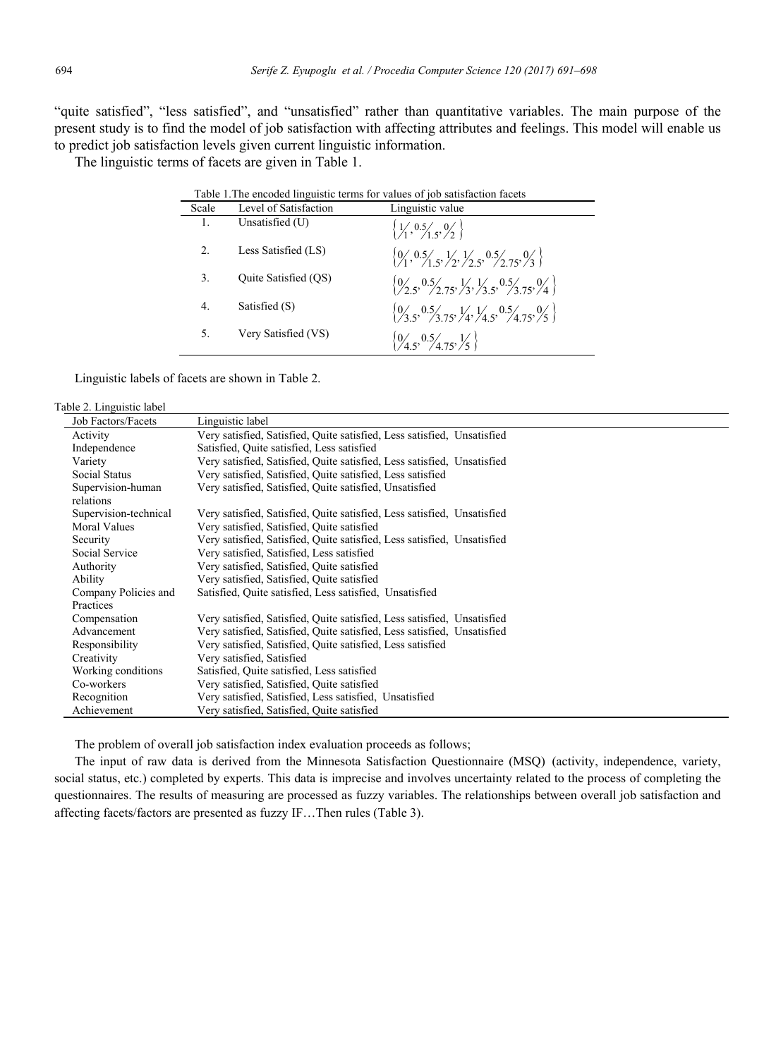"quite satisfied", "less satisfied", and "unsatisfied" rather than quantitative variables. The main purpose of the present study is to find the model of job satisfaction with affecting attributes and feelings. This model will enable us to predict job satisfaction levels given current linguistic information.

The linguistic terms of facets are given in Table 1.

Table 1.The encoded linguistic terms for values of job satisfaction facets

| Scale | Level of Satisfaction | Linguistic value |
|---|---|---|
| 1. | Unsatisfied (U) | $\left\{ \frac{1}{1}, \frac{0.5}{1.5}, \frac{0}{2} \right\}$ |
| 2. | Less Satisfied (LS) | $\left\{ \frac{0}{1}, \frac{0.5}{1.5}, \frac{1}{2}, \frac{1}{2.5}, \frac{0.5}{2.75}, \frac{0}{3} \right\}$ |
| 3. | Quite Satisfied (QS) | $\left\{ \frac{0}{2.5}, \frac{0.5}{2.75}, \frac{1}{3}, \frac{1}{3.5}, \frac{0.5}{3.75}, \frac{0}{4} \right\}$ |
| 4. | Satisfied (S) | $\left\{ \frac{0}{3.5}, \frac{0.5}{3.75}, \frac{1}{4}, \frac{1}{4.5}, \frac{0.5}{4.75}, \frac{0}{5} \right\}$ |
| 5. | Very Satisfied (VS) | $\left\{ \frac{0}{4.5}, \frac{0.5}{4.75}, \frac{1}{5} \right\}$ |

Linguistic labels of facets are shown in Table 2.

Table 2. Linguistic label

| Job Factors/Facets | Linguistic label |
|---|---|
| Activity | Very satisfied, Satisfied, Quite satisfied, Less satisfied, Unsatisfied |
| Independence | Satisfied, Quite satisfied, Less satisfied |
| Variety | Very satisfied, Satisfied, Quite satisfied, Less satisfied, Unsatisfied |
| Social Status | Very satisfied, Satisfied, Quite satisfied, Less satisfied |
| Supervision-human relations | Very satisfied, Satisfied, Quite satisfied, Unsatisfied |
| Supervision-technical | Very satisfied, Satisfied, Quite satisfied, Less satisfied, Unsatisfied |
| Moral Values | Very satisfied, Satisfied, Quite satisfied |
| Security | Very satisfied, Satisfied, Quite satisfied, Less satisfied, Unsatisfied |
| Social Service | Very satisfied, Satisfied, Less satisfied |
| Authority | Very satisfied, Satisfied, Quite satisfied |
| Ability | Very satisfied, Satisfied, Quite satisfied |
| Company Policies and Practices | Satisfied, Quite satisfied, Less satisfied, Unsatisfied |
| Compensation | Very satisfied, Satisfied, Quite satisfied, Less satisfied, Unsatisfied |
| Advancement | Very satisfied, Satisfied, Quite satisfied, Less satisfied, Unsatisfied |
| Responsibility | Very satisfied, Satisfied, Quite satisfied, Less satisfied |
| Creativity | Very satisfied, Satisfied |
| Working conditions | Satisfied, Quite satisfied, Less satisfied |
| Co-workers | Very satisfied, Satisfied, Quite satisfied |
| Recognition | Very satisfied, Satisfied, Less satisfied, Unsatisfied |
| Achievement | Very satisfied, Satisfied, Quite satisfied |

The problem of overall job satisfaction index evaluation proceeds as follows;

The input of raw data is derived from the Minnesota Satisfaction Questionnaire (MSQ) (activity, independence, variety, social status, etc.) completed by experts. This data is imprecise and involves uncertainty related to the process of completing the questionnaires. The results of measuring are processed as fuzzy variables. The relationships between overall job satisfaction and affecting facets/factors are presented as fuzzy IF…Then rules (Table 3).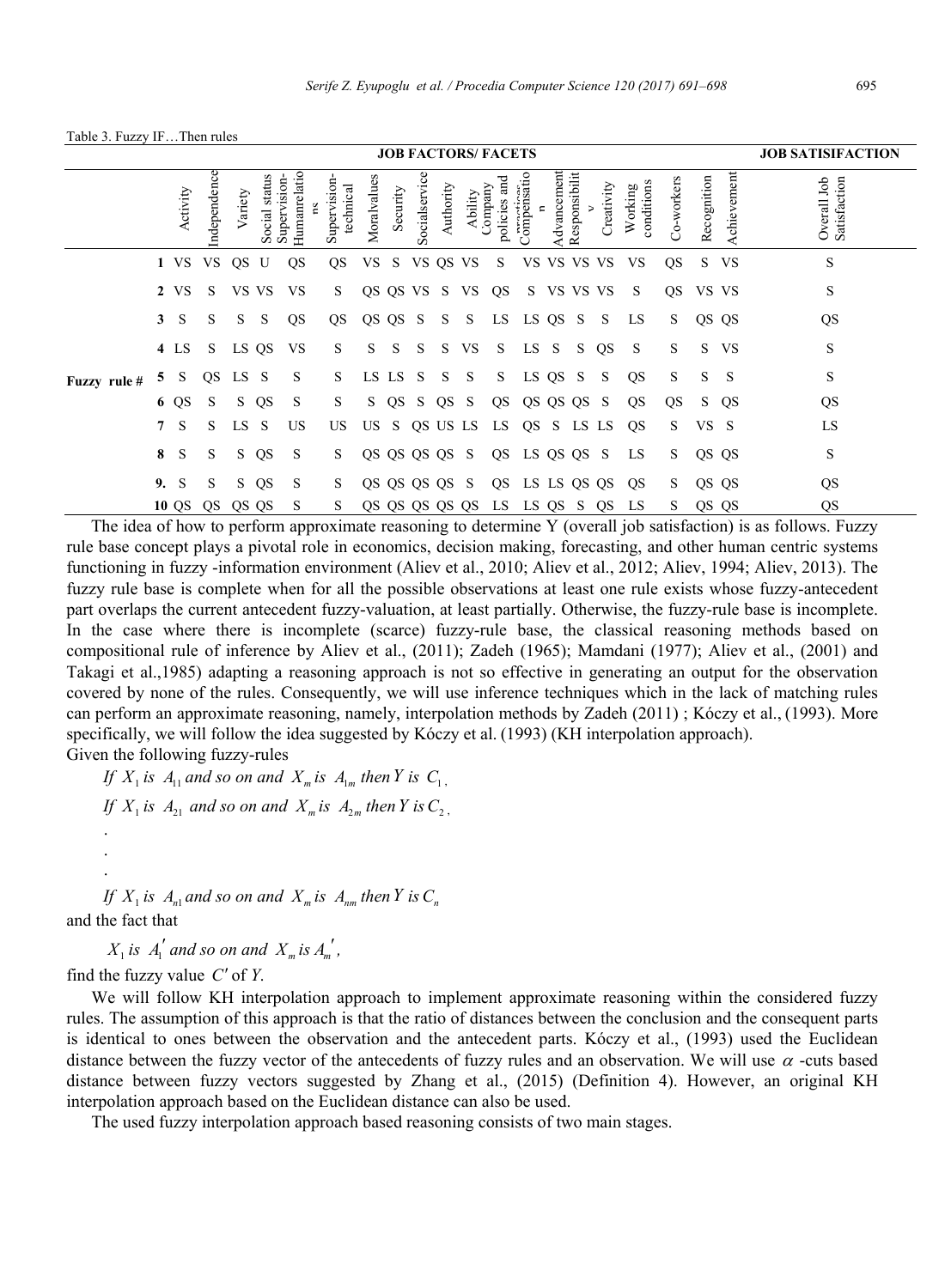Table 3. Fuzzy IF…Then rules

| | | JOB FACTORS/ FACETS | | | | | | | | | | | | | | | | | | | | JOB SATISIFACTION |
|---|---|---|---|---|---|---|---|---|---|---|---|---|---|---|---|---|---|---|---|---|---|---|
| | | Activity | Independence | Variety | Social status | Supervision-Humanrelations | Supervision-technical | Moralvalues | Security | Socialservice | Authority | Ability | Company policies and practices | Compensation | Advancement | Responsibility | Creativity | Working conditions | Co-workers | Recognition | Achievement | Overall Job Satisfaction |
| Fuzzy rule # | 1 | VS | VS | QS | U | QS | QS | VS | S | VS | QS | VS | S | VS | VS | VS | VS | VS | QS | S | VS | S |
| | 2 | VS | S | VS | VS | VS | S | QS | QS | VS | S | VS | QS | S | VS | VS | VS | S | QS | VS | VS | S |
| | 3 | S | S | S | S | QS | QS | QS | QS | S | S | S | LS | LS | QS | S | S | LS | S | QS | QS | QS |
| | 4 | LS | S | LS | QS | VS | S | S | S | S | S | VS | S | LS | S | S | QS | S | S | S | VS | S |
| | 5 | S | QS | LS | S | S | S | LS | LS | S | S | S | S | LS | QS | S | S | QS | S | S | S | S |
| | 6 | QS | S | S | QS | S | S | S | QS | S | QS | S | QS | QS | QS | QS | S | QS | QS | S | QS | QS |
| | 7 | S | S | LS | S | US | US | US | S | QS | US | LS | LS | QS | S | LS | LS | QS | S | VS | S | LS |
| | 8 | S | S | S | QS | S | S | QS | QS | QS | QS | S | QS | LS | QS | QS | S | LS | S | QS | QS | S |
| | 9. | S | S | S | QS | S | S | QS | QS | QS | QS | S | QS | LS | LS | QS | QS | QS | S | QS | QS | QS |
| | 10 | QS | QS | QS | QS | S | S | QS | QS | QS | QS | QS | LS | LS | QS | S | QS | LS | S | QS | QS | QS |

The idea of how to perform approximate reasoning to determine Y (overall job satisfaction) is as follows. Fuzzy rule base concept plays a pivotal role in economics, decision making, forecasting, and other human centric systems functioning in fuzzy -information environment (Aliev et al., 2010; Aliev et al., 2012; Aliev, 1994; Aliev, 2013). The fuzzy rule base is complete when for all the possible observations at least one rule exists whose fuzzy-antecedent part overlaps the current antecedent fuzzy-valuation, at least partially. Otherwise, the fuzzy-rule base is incomplete. In the case where there is incomplete (scarce) fuzzy-rule base, the classical reasoning methods based on compositional rule of inference by Aliev et al., (2011); Zadeh (1965); Mamdani (1977); Aliev et al., (2001) and Takagi et al.,1985) adapting a reasoning approach is not so effective in generating an output for the observation covered by none of the rules. Consequently, we will use inference techniques which in the lack of matching rules can perform an approximate reasoning, namely, interpolation methods by Zadeh (2011) ; Kóczy et al., (1993). More specifically, we will follow the idea suggested by Kóczy et al. (1993) (KH interpolation approach).

Given the following fuzzy-rules

*If* $X_1$ *is* $A_{11}$ *and so on and* $X_m$ *is* $A_{1m}$ *then* $Y$ *is* $C_1$,

*If* $X_1$ *is* $A_{21}$ *and so on and* $X_m$ *is* $A_{2m}$ *then* $Y$ *is* $C_2$,

.

.

.

*If* $X_1$ *is* $A_{n1}$ *and so on and* $X_m$ *is* $A_{nm}$ *then* $Y$ *is* $C_n$

and the fact that

$X_1$ *is* $A_1'$ *and so on and* $X_m$ *is* $A_m'$,

find the fuzzy value $C'$ of *Y*.

We will follow KH interpolation approach to implement approximate reasoning within the considered fuzzy rules. The assumption of this approach is that the ratio of distances between the conclusion and the consequent parts is identical to ones between the observation and the antecedent parts. Kóczy et al., (1993) used the Euclidean distance between the fuzzy vector of the antecedents of fuzzy rules and an observation. We will use $\alpha$ -cuts based distance between fuzzy vectors suggested by Zhang et al., (2015) (Definition 4). However, an original KH interpolation approach based on the Euclidean distance can also be used.

The used fuzzy interpolation approach based reasoning consists of two main stages.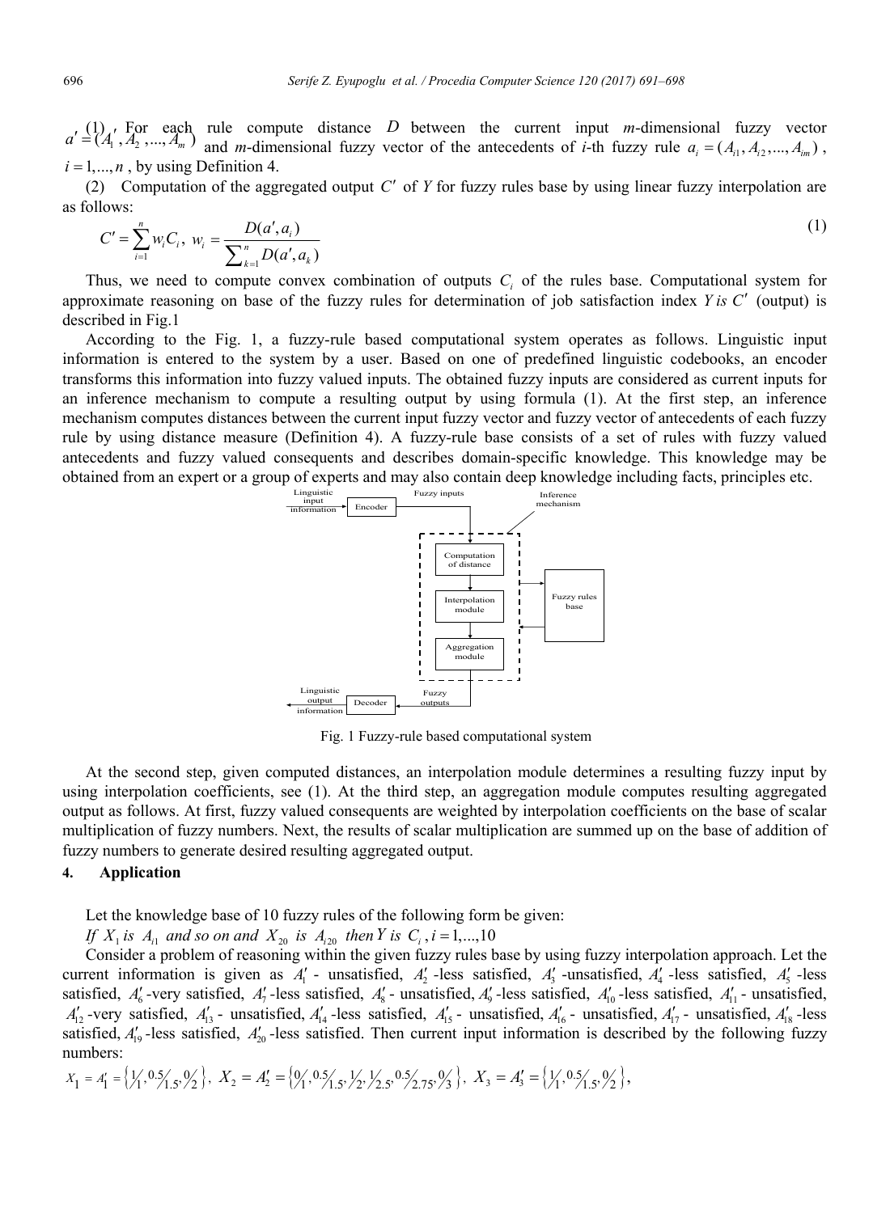(1) For each rule compute distance $D$ between the current input $m$-dimensional fuzzy vector $a' = (A_1', A_2', ..., A_m')$ and $m$-dimensional fuzzy vector of the antecedents of $i$-th fuzzy rule $a_i = (A_{i1}, A_{i2}, ..., A_{im})$, $i = 1, ..., n$, by using Definition 4.

(2) Computation of the aggregated output $C'$ of $Y$ for fuzzy rules base by using linear fuzzy interpolation are as follows:

$$C' = \sum_{i=1}^{n} w_i C_i, \; w_i = \frac{D(a', a_i)}{\sum_{k=1}^{n} D(a', a_k)} \tag{1}$$

Thus, we need to compute convex combination of outputs $C_i$ of the rules base. Computational system for approximate reasoning on base of the fuzzy rules for determination of job satisfaction index $Y$ *is* $C'$ (output) is described in Fig.1

According to the Fig. 1, a fuzzy-rule based computational system operates as follows. Linguistic input information is entered to the system by a user. Based on one of predefined linguistic codebooks, an encoder transforms this information into fuzzy valued inputs. The obtained fuzzy inputs are considered as current inputs for an inference mechanism to compute a resulting output by using formula (1). At the first step, an inference mechanism computes distances between the current input fuzzy vector and fuzzy vector of antecedents of each fuzzy rule by using distance measure (Definition 4). A fuzzy-rule base consists of a set of rules with fuzzy valued antecedents and fuzzy valued consequents and describes domain-specific knowledge. This knowledge may be obtained from an expert or a group of experts and may also contain deep knowledge including facts, principles etc.

Fig. 1 Fuzzy-rule based computational system

At the second step, given computed distances, an interpolation module determines a resulting fuzzy input by using interpolation coefficients, see (1). At the third step, an aggregation module computes resulting aggregated output as follows. At first, fuzzy valued consequents are weighted by interpolation coefficients on the base of scalar multiplication of fuzzy numbers. Next, the results of scalar multiplication are summed up on the base of addition of fuzzy numbers to generate desired resulting aggregated output.

## 4. Application

Let the knowledge base of 10 fuzzy rules of the following form be given:

*If* $X_1$ *is* $A_{i1}$ *and so on and* $X_{20}$ *is* $A_{i20}$ *then* $Y$ *is* $C_i$, $i = 1, ..., 10$

Consider a problem of reasoning within the given fuzzy rules base by using fuzzy interpolation approach. Let the current information is given as $A_1'$ - unsatisfied, $A_2'$ -less satisfied, $A_3'$ -unsatisfied, $A_4'$ -less satisfied, $A_5'$ -less satisfied, $A_6'$ -very satisfied, $A_7'$ -less satisfied, $A_8'$ - unsatisfied, $A_9'$ -less satisfied, $A_{10}'$ -less satisfied, $A_{11}'$ - unsatisfied, $A_{12}'$ -very satisfied, $A_{13}'$ - unsatisfied, $A_{14}'$ -less satisfied, $A_{15}'$ - unsatisfied, $A_{16}'$ - unsatisfied, $A_{17}'$ - unsatisfied, $A_{18}'$ -less satisfied, $A_{19}'$ -less satisfied, $A_{20}'$ -less satisfied. Then current input information is described by the following fuzzy numbers:

$X_1 = A_1' = \left\{ 1/1, 0.5/1.5, 0/2 \right\}$, $X_2 = A_2' = \left\{ 0/1, 0.5/1.5, 1/2, 1/2.5, 0.5/2.75, 0/3 \right\}$, $X_3 = A_3' = \left\{ 1/1, 0.5/1.5, 0/2 \right\}$,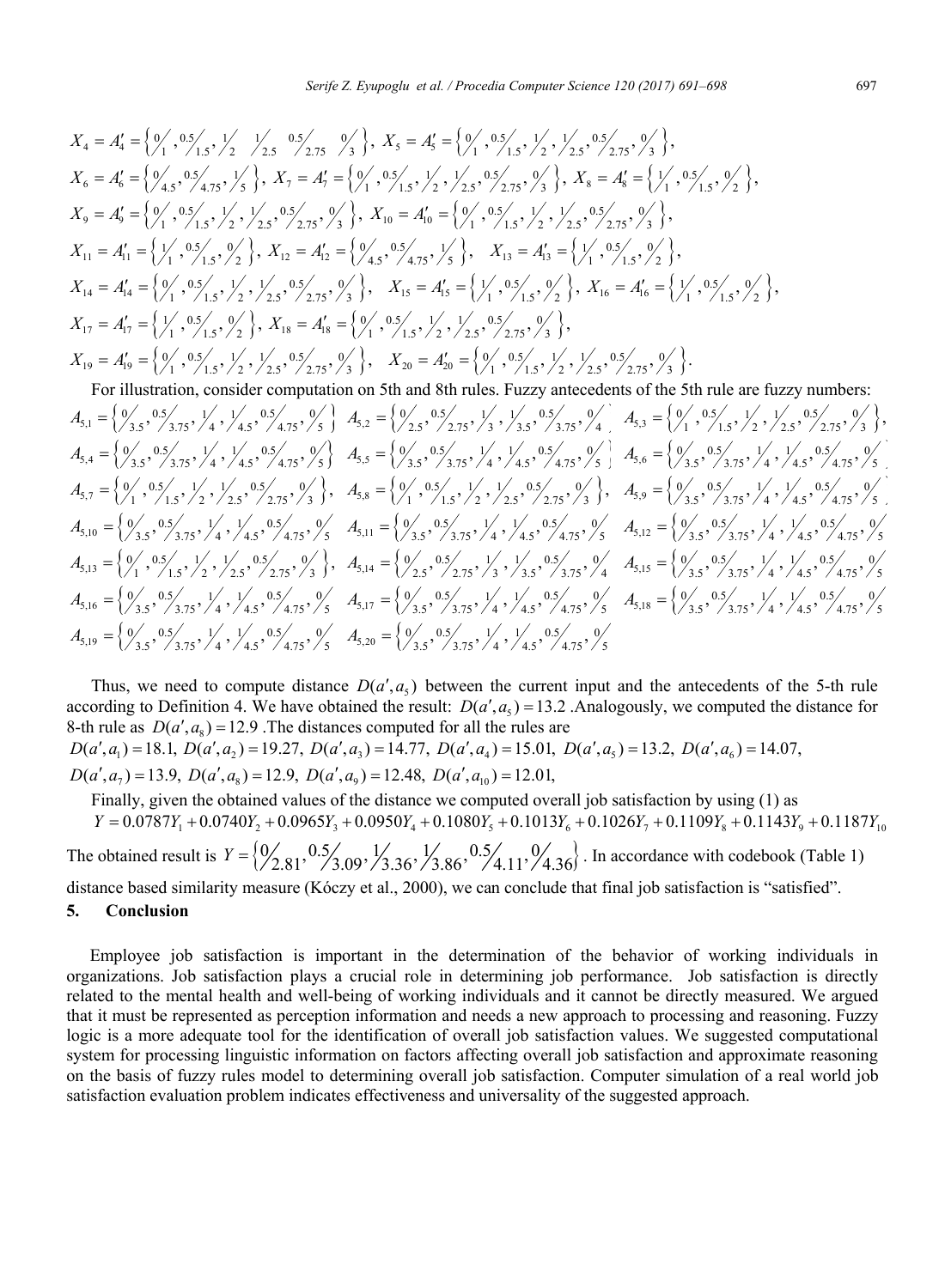$X_4 = A'_4 = \left\{ {}^{0}\!/_{1}, {}^{0.5}\!/_{1.5}, {}^{1}\!/_{2}, {}^{1}\!/_{2.5}, {}^{0.5}\!/_{2.75}, {}^{0}\!/_{3} \right\}$, $X_5 = A'_5 = \left\{ {}^{0}\!/_{1}, {}^{0.5}\!/_{1.5}, {}^{1}\!/_{2}, {}^{1}\!/_{2.5}, {}^{0.5}\!/_{2.75}, {}^{0}\!/_{3} \right\}$,

$X_6 = A'_6 = \left\{ {}^{0}\!/_{4.5}, {}^{0.5}\!/_{4.75}, {}^{1}\!/_{5} \right\}$, $X_7 = A'_7 = \left\{ {}^{0}\!/_{1}, {}^{0.5}\!/_{1.5}, {}^{1}\!/_{2}, {}^{1}\!/_{2.5}, {}^{0.5}\!/_{2.75}, {}^{0}\!/_{3} \right\}$, $X_8 = A'_8 = \left\{ {}^{1}\!/_{1}, {}^{0.5}\!/_{1.5}, {}^{0}\!/_{2} \right\}$,

$X_9 = A'_9 = \left\{ {}^{0}\!/_{1}, {}^{0.5}\!/_{1.5}, {}^{1}\!/_{2}, {}^{1}\!/_{2.5}, {}^{0.5}\!/_{2.75}, {}^{0}\!/_{3} \right\}$, $X_{10} = A'_{10} = \left\{ {}^{0}\!/_{1}, {}^{0.5}\!/_{1.5}, {}^{1}\!/_{2}, {}^{1}\!/_{2.5}, {}^{0.5}\!/_{2.75}, {}^{0}\!/_{3} \right\}$,

$X_{11} = A'_{11} = \left\{ {}^{1}\!/_{1}, {}^{0.5}\!/_{1.5}, {}^{0}\!/_{2} \right\}$, $X_{12} = A'_{12} = \left\{ {}^{0}\!/_{4.5}, {}^{0.5}\!/_{4.75}, {}^{1}\!/_{5} \right\}$, $X_{13} = A'_{13} = \left\{ {}^{1}\!/_{1}, {}^{0.5}\!/_{1.5}, {}^{0}\!/_{2} \right\}$,

$X_{14} = A'_{14} = \left\{ {}^{0}\!/_{1}, {}^{0.5}\!/_{1.5}, {}^{1}\!/_{2}, {}^{1}\!/_{2.5}, {}^{0.5}\!/_{2.75}, {}^{0}\!/_{3} \right\}$, $X_{15} = A'_{15} = \left\{ {}^{1}\!/_{1}, {}^{0.5}\!/_{1.5}, {}^{0}\!/_{2} \right\}$, $X_{16} = A'_{16} = \left\{ {}^{1}\!/_{1}, {}^{0.5}\!/_{1.5}, {}^{0}\!/_{2} \right\}$,

$X_{17} = A'_{17} = \left\{ {}^{1}\!/_{1}, {}^{0.5}\!/_{1.5}, {}^{0}\!/_{2} \right\}$, $X_{18} = A'_{18} = \left\{ {}^{0}\!/_{1}, {}^{0.5}\!/_{1.5}, {}^{1}\!/_{2}, {}^{1}\!/_{2.5}, {}^{0.5}\!/_{2.75}, {}^{0}\!/_{3} \right\}$,

$X_{19} = A'_{19} = \left\{ {}^{0}\!/_{1}, {}^{0.5}\!/_{1.5}, {}^{1}\!/_{2}, {}^{1}\!/_{2.5}, {}^{0.5}\!/_{2.75}, {}^{0}\!/_{3} \right\}$, $X_{20} = A'_{20} = \left\{ {}^{0}\!/_{1}, {}^{0.5}\!/_{1.5}, {}^{1}\!/_{2}, {}^{1}\!/_{2.5}, {}^{0.5}\!/_{2.75}, {}^{0}\!/_{3} \right\}$.

For illustration, consider computation on 5th and 8th rules. Fuzzy antecedents of the 5th rule are fuzzy numbers:

$A_{5,1} = \left\{ {}^{0}\!/_{3.5}, {}^{0.5}\!/_{3.75}, {}^{1}\!/_{4}, {}^{1}\!/_{4.5}, {}^{0.5}\!/_{4.75}, {}^{0}\!/_{5} \right\}$ $A_{5,2} = \left\{ {}^{0}\!/_{2.5}, {}^{0.5}\!/_{2.75}, {}^{1}\!/_{3}, {}^{1}\!/_{3.5}, {}^{0.5}\!/_{3.75}, {}^{0}\!/_{4} \right\}$ $A_{5,3} = \left\{ {}^{0}\!/_{1}, {}^{0.5}\!/_{1.5}, {}^{1}\!/_{2}, {}^{1}\!/_{2.5}, {}^{0.5}\!/_{2.75}, {}^{0}\!/_{3} \right\}$,

$A_{5,4} = \left\{ {}^{0}\!/_{3.5}, {}^{0.5}\!/_{3.75}, {}^{1}\!/_{4}, {}^{1}\!/_{4.5}, {}^{0.5}\!/_{4.75}, {}^{0}\!/_{5} \right\}$ $A_{5,5} = \left\{ {}^{0}\!/_{3.5}, {}^{0.5}\!/_{3.75}, {}^{1}\!/_{4}, {}^{1}\!/_{4.5}, {}^{0.5}\!/_{4.75}, {}^{0}\!/_{5} \right\}$ $A_{5,6} = \left\{ {}^{0}\!/_{3.5}, {}^{0.5}\!/_{3.75}, {}^{1}\!/_{4}, {}^{1}\!/_{4.5}, {}^{0.5}\!/_{4.75}, {}^{0}\!/_{5} \right\}$

$A_{5,7} = \left\{ {}^{0}\!/_{1}, {}^{0.5}\!/_{1.5}, {}^{1}\!/_{2}, {}^{1}\!/_{2.5}, {}^{0.5}\!/_{2.75}, {}^{0}\!/_{3} \right\}$, $A_{5,8} = \left\{ {}^{0}\!/_{1}, {}^{0.5}\!/_{1.5}, {}^{1}\!/_{2}, {}^{1}\!/_{2.5}, {}^{0.5}\!/_{2.75}, {}^{0}\!/_{3} \right\}$, $A_{5,9} = \left\{ {}^{0}\!/_{3.5}, {}^{0.5}\!/_{3.75}, {}^{1}\!/_{4}, {}^{1}\!/_{4.5}, {}^{0.5}\!/_{4.75}, {}^{0}\!/_{5} \right\}$

$A_{5,10} = \left\{ {}^{0}\!/_{3.5}, {}^{0.5}\!/_{3.75}, {}^{1}\!/_{4}, {}^{1}\!/_{4.5}, {}^{0.5}\!/_{4.75}, {}^{0}\!/_{5} \right\}$ $A_{5,11} = \left\{ {}^{0}\!/_{3.5}, {}^{0.5}\!/_{3.75}, {}^{1}\!/_{4}, {}^{1}\!/_{4.5}, {}^{0.5}\!/_{4.75}, {}^{0}\!/_{5} \right\}$ $A_{5,12} = \left\{ {}^{0}\!/_{3.5}, {}^{0.5}\!/_{3.75}, {}^{1}\!/_{4}, {}^{1}\!/_{4.5}, {}^{0.5}\!/_{4.75}, {}^{0}\!/_{5} \right\}$

$A_{5,13} = \left\{ {}^{0}\!/_{1}, {}^{0.5}\!/_{1.5}, {}^{1}\!/_{2}, {}^{1}\!/_{2.5}, {}^{0.5}\!/_{2.75}, {}^{0}\!/_{3} \right\}$, $A_{5,14} = \left\{ {}^{0}\!/_{2.5}, {}^{0.5}\!/_{2.75}, {}^{1}\!/_{3}, {}^{1}\!/_{3.5}, {}^{0.5}\!/_{3.75}, {}^{0}\!/_{4} \right\}$ $A_{5,15} = \left\{ {}^{0}\!/_{3.5}, {}^{0.5}\!/_{3.75}, {}^{1}\!/_{4}, {}^{1}\!/_{4.5}, {}^{0.5}\!/_{4.75}, {}^{0}\!/_{5} \right\}$

$A_{5,16} = \left\{ {}^{0}\!/_{3.5}, {}^{0.5}\!/_{3.75}, {}^{1}\!/_{4}, {}^{1}\!/_{4.5}, {}^{0.5}\!/_{4.75}, {}^{0}\!/_{5} \right\}$ $A_{5,17} = \left\{ {}^{0}\!/_{3.5}, {}^{0.5}\!/_{3.75}, {}^{1}\!/_{4}, {}^{1}\!/_{4.5}, {}^{0.5}\!/_{4.75}, {}^{0}\!/_{5} \right\}$ $A_{5,18} = \left\{ {}^{0}\!/_{3.5}, {}^{0.5}\!/_{3.75}, {}^{1}\!/_{4}, {}^{1}\!/_{4.5}, {}^{0.5}\!/_{4.75}, {}^{0}\!/_{5} \right\}$

$A_{5,19} = \left\{ {}^{0}\!/_{3.5}, {}^{0.5}\!/_{3.75}, {}^{1}\!/_{4}, {}^{1}\!/_{4.5}, {}^{0.5}\!/_{4.75}, {}^{0}\!/_{5} \right\}$ $A_{5,20} = \left\{ {}^{0}\!/_{3.5}, {}^{0.5}\!/_{3.75}, {}^{1}\!/_{4}, {}^{1}\!/_{4.5}, {}^{0.5}\!/_{4.75}, {}^{0}\!/_{5} \right\}$

Thus, we need to compute distance $D(a', a_5)$ between the current input and the antecedents of the 5-th rule according to Definition 4. We have obtained the result: $D(a', a_5) = 13.2$ .Analogously, we computed the distance for 8-th rule as $D(a', a_8) = 12.9$ .The distances computed for all the rules are

$D(a', a_1) = 18.1$, $D(a', a_2) = 19.27$, $D(a', a_3) = 14.77$, $D(a', a_4) = 15.01$, $D(a', a_5) = 13.2$, $D(a', a_6) = 14.07$,

$D(a', a_7) = 13.9$, $D(a', a_8) = 12.9$, $D(a', a_9) = 12.48$, $D(a', a_{10}) = 12.01$,

Finally, given the obtained values of the distance we computed overall job satisfaction by using (1) as

$$Y = 0.0787Y_1 + 0.0740Y_2 + 0.0965Y_3 + 0.0950Y_4 + 0.1080Y_5 + 0.1013Y_6 + 0.1026Y_7 + 0.1109Y_8 + 0.1143Y_9 + 0.1187Y_{10}$$

The obtained result is $Y = \left\{ {}^{0}\!/_{2.81}, {}^{0.5}\!/_{3.09}, {}^{1}\!/_{3.36}, {}^{1}\!/_{3.86}, {}^{0.5}\!/_{4.11}, {}^{0}\!/_{4.36} \right\}$. In accordance with codebook (Table 1) distance based similarity measure (Kóczy et al., 2000), we can conclude that final job satisfaction is "satisfied".

## 5. Conclusion

Employee job satisfaction is important in the determination of the behavior of working individuals in organizations. Job satisfaction plays a crucial role in determining job performance. Job satisfaction is directly related to the mental health and well-being of working individuals and it cannot be directly measured. We argued that it must be represented as perception information and needs a new approach to processing and reasoning. Fuzzy logic is a more adequate tool for the identification of overall job satisfaction values. We suggested computational system for processing linguistic information on factors affecting overall job satisfaction and approximate reasoning on the basis of fuzzy rules model to determining overall job satisfaction. Computer simulation of a real world job satisfaction evaluation problem indicates effectiveness and universality of the suggested approach.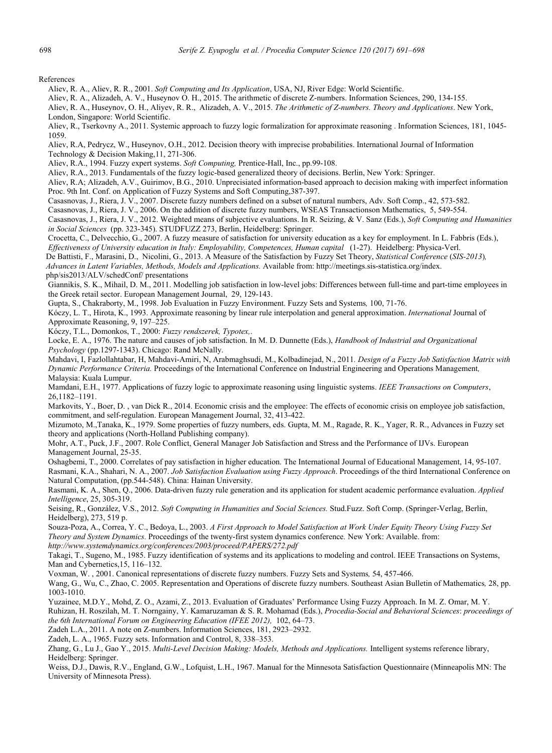References

Aliev, R. A., Aliev, R. R., 2001. *Soft Computing and Its Application*, USA, NJ, River Edge: World Scientific.

Aliev, R. A., Alizadeh, A. V., Huseynov O. H., 2015. The arithmetic of discrete Z-numbers. Information Sciences, 290, 134-155.

Aliev, R. A., Huseynov, O. H., Aliyev, R. R., Alizadeh, A. V., 2015. *The Arithmetic of Z-numbers. Theory and Applications*. New York, London, Singapore: World Scientific.

Aliev, R., Tserkovny A., 2011. Systemic approach to fuzzy logic formalization for approximate reasoning . Information Sciences, 181, 1045-1059.

Aliev, R.A, Pedrycz, W., Huseynov, O.H., 2012. Decision theory with imprecise probabilities. International Journal of Information Technology & Decision Making,11, 271-306.

Aliev, R.A., 1994. Fuzzy expert systems. *Soft Computing,* Prentice-Hall, Inc., pp.99-108.

Aliev, R.A., 2013. Fundamentals of the fuzzy logic-based generalized theory of decisions. Berlin, New York: Springer.

Aliev, R.A; Alizadeh, A.V., Guirimov, B.G., 2010. Unprecisiated information-based approach to decision making with imperfect information Proc. 9th Int. Conf. on Application of Fuzzy Systems and Soft Computing,387-397.

Casasnovas, J., Riera, J. V., 2007. Discrete fuzzy numbers defined on a subset of natural numbers, Adv. Soft Comp., 42, 573-582.

Casasnovas, J., Riera, J. V., 2006. On the addition of discrete fuzzy numbers, WSEAS Transactionson Mathematics, 5, 549-554.

Casasnovas, J., Riera, J. V., 2012. Weighted means of subjective evaluations. In R. Seizing, & V. Sanz (Eds.), *Soft Computing and Humanities in Social Sciences* (pp. 323-345). STUDFUZZ 273, Berlin, Heidelberg: Springer.

Crocetta, C., Delvecchio, G., 2007. A fuzzy measure of satisfaction for university education as a key for employment. In L. Fabbris (Eds.), *Effectiveness of University education in Italy: Employability, Competences, Human capital* (1-27). Heidelberg: Physica-Verl.

De Battisti, F., Marasini, D., Nicolini, G., 2013. A Measure of the Satisfaction by Fuzzy Set Theory, *Statistical Conference* (*SIS-2013*)*, Advances in Latent Variables, Methods, Models and Applications.* Available from: http://meetings.sis-statistica.org/index. php/sis2013/ALV/schedConf/ presentations

Giannikis, S. K., Mihail, D. M., 2011. Modelling job satisfaction in low-level jobs: Differences between full-time and part-time employees in the Greek retail sector. European Management Journal, 29, 129-143.

Gupta, S., Chakraborty, M., 1998. Job Evaluation in Fuzzy Environment. Fuzzy Sets and Systems*,* 100, 71-76.

Kóczy, L. T., Hirota, K., 1993. Approximate reasoning by linear rule interpolation and general approximation. *International* Journal of Approximate Reasoning, 9, 197–225.

Kóczy, T.L., Domonkos, T., 2000: *Fuzzy rendszerek, Typotex,*.

Locke, E. A., 1976. The nature and causes of job satisfaction. In M. D. Dunnette (Eds.), *Handbook of Industrial and Organizational Psychology* (pp.1297-1343). Chicago: Rand McNally.

Mahdavi, I, Fazlollahtabar, H, Mahdavi-Amiri, N, Arabmaghsudi, M., Kolbadinejad, N., 2011*. Design of a Fuzzy Job Satisfaction Matrix with Dynamic Performance Criteria.* Proceedings of the International Conference on Industrial Engineering and Operations Management*,* Malaysia: Kuala Lumpur.

Mamdani, E.H., 1977. Applications of fuzzy logic to approximate reasoning using linguistic systems. *IEEE Transactions on Computers*, 26,1182–1191.

Markovits, Y., Boer, D. , van Dick R., 2014. Economic crisis and the employee: The effects of economic crisis on employee job satisfaction, commitment, and self-regulation. European Management Journal, 32, 413-422.

Mizumoto, M.,Tanaka, K., 1979. Some properties of fuzzy numbers, eds. Gupta, M. M., Ragade, R. K., Yager, R. R., Advances in Fuzzy set theory and applications (North-Holland Publishing company).

Mohr, A.T., Puck, J.F., 2007. Role Conflict, General Manager Job Satisfaction and Stress and the Performance of IJVs. European Management Journal, 25-35.

Oshagbemi, T., 2000. Correlates of pay satisfaction in higher education. The International Journal of Educational Management, 14, 95-107.

Rasmani, K.A., Shahari, N. A., 2007. *Job Satisfaction Evaluation using Fuzzy Approach*. Proceedings of the third International Conference on Natural Computation, (pp.544-548). China: Hainan University.

Rasmani, K. A., Shen, Q., 2006. Data-driven fuzzy rule generation and its application for student academic performance evaluation. *Applied Intelligence*, 25, 305-319.

Seising, R., González, V.S., 2012. *Soft Computing in Humanities and Social Sciences.* Stud.Fuzz. Soft Comp. (Springer-Verlag, Berlin, Heidelberg), 273, 519 p.

Souza-Poza, A., Correa, Y. C., Bedoya, L., 2003. *A First Approach to Model Satisfaction at Work Under Equity Theory Using Fuzzy Set Theory and System Dynamics.* Proceedings of the twenty-first system dynamics conference. New York: Available. from: *http://www.systemdynamics.org/conferences/2003/proceed/PAPERS/272.pdf*

Takagi, T., Sugeno, M., 1985. Fuzzy identification of systems and its applications to modeling and control. IEEE Transactions on Systems, Man and Cybernetics,15, 116–132.

Voxman, W. , 2001. Canonical representations of discrete fuzzy numbers. Fuzzy Sets and Systems*,* 54, 457-466.

Wang, G., Wu, C., Zhao, C. 2005. Representation and Operations of discrete fuzzy numbers. Southeast Asian Bulletin of Mathematics*,* 28, pp. 1003-1010.

Yuzainee, M.D.Y., Mohd, Z. O., Azami, Z., 2013. Evaluation of Graduates' Performance Using Fuzzy Approach. In M. Z. Omar, M. Y. Ruhizan, H. Roszilah, M. T. Norngainy, Y. Kamaruzaman & S. R. Mohamad (Eds.), *Procedia-Social and Behavioral Sciences*: *proceedings of the 6th International Forum on Engineering Education (IFEE 2012),* 102, 64–73.

Zadeh L.A., 2011. A note on Z-numbers. Information Sciences, 181, 2923–2932.

Zadeh, L. A., 1965. Fuzzy sets. Information and Control, 8, 338–353.

Zhang, G., Lu J., Gao Y., 2015. *Multi-Level Decision Making: Models, Methods and Applications.* Intelligent systems reference library, Heidelberg: Springer.

Weiss, D.J., Dawis, R.V., England, G.W., Lofquist, L.H., 1967. Manual for the Minnesota Satisfaction Questionnaire (Minneapolis MN: The University of Minnesota Press).